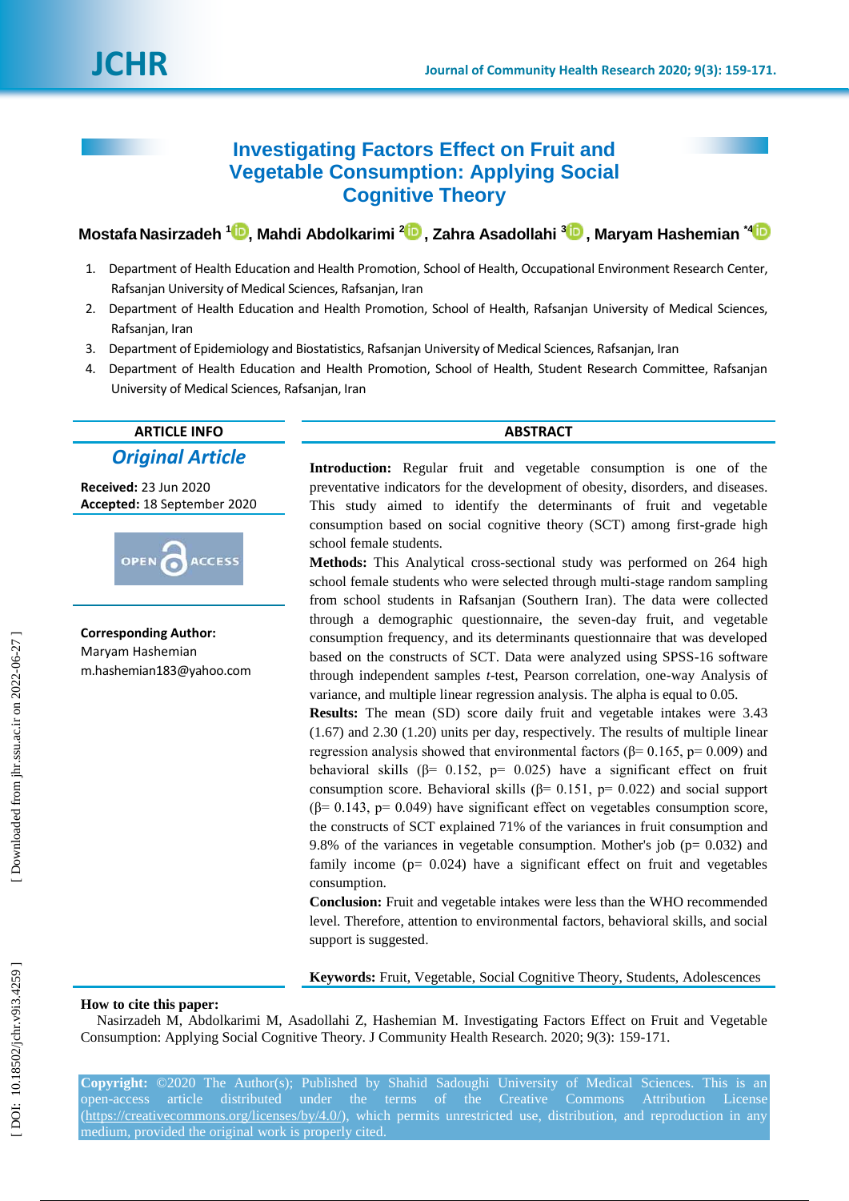# Investigating Factors Effect on Fruit and Vegetable Consumption: Applying Social Cognitive Theory

**Mostafa Nasirzadeh [1], Mahdi Abdolkarimi [2], Zahra Asadollahi [3], Maryam Hashemian [*4]**

1. Department of Health Education and Health Promotion, School of Health, Occupational Environment Research Center, Rafsanjan University of Medical Sciences, Rafsanjan, Iran
2. Department of Health Education and Health Promotion, School of Health, Rafsanjan University of Medical Sciences, Rafsanjan, Iran
3. Department of Epidemiology and Biostatistics, Rafsanjan University of Medical Sciences, Rafsanjan, Iran
4. Department of Health Education and Health Promotion, School of Health, Student Research Committee, Rafsanjan University of Medical Sciences, Rafsanjan, Iran

## ARTICLE INFO

***Original Article***

**Received:** 23 Jun 2020
**Accepted:** 18 September 2020

OPEN ACCESS

**Corresponding Author:**
Maryam Hashemian
m.hashemian183@yahoo.com

## ABSTRACT

**Introduction:** Regular fruit and vegetable consumption is one of the preventative indicators for the development of obesity, disorders, and diseases. This study aimed to identify the determinants of fruit and vegetable consumption based on social cognitive theory (SCT) among first-grade high school female students.

**Methods:** This Analytical cross-sectional study was performed on 264 high school female students who were selected through multi-stage random sampling from school students in Rafsanjan (Southern Iran). The data were collected through a demographic questionnaire, the seven-day fruit, and vegetable consumption frequency, and its determinants questionnaire that was developed based on the constructs of SCT. Data were analyzed using SPSS-16 software through independent samples *t*-test, Pearson correlation, one-way Analysis of variance, and multiple linear regression analysis. The alpha is equal to 0.05.

**Results:** The mean (SD) score daily fruit and vegetable intakes were 3.43 (1.67) and 2.30 (1.20) units per day, respectively. The results of multiple linear regression analysis showed that environmental factors ($\beta = 0.165$, $p = 0.009$) and behavioral skills ($\beta = 0.152$, $p = 0.025$) have a significant effect on fruit consumption score. Behavioral skills ($\beta = 0.151$, $p = 0.022$) and social support ($\beta = 0.143$, $p = 0.049$) have significant effect on vegetables consumption score, the constructs of SCT explained 71% of the variances in fruit consumption and 9.8% of the variances in vegetable consumption. Mother's job ($p = 0.032$) and family income ($p = 0.024$) have a significant effect on fruit and vegetables consumption.

**Conclusion:** Fruit and vegetable intakes were less than the WHO recommended level. Therefore, attention to environmental factors, behavioral skills, and social support is suggested.

**Keywords:** Fruit, Vegetable, Social Cognitive Theory, Students, Adolescences

**How to cite this paper:**
Nasirzadeh M, Abdolkarimi M, Asadollahi Z, Hashemian M. Investigating Factors Effect on Fruit and Vegetable Consumption: Applying Social Cognitive Theory. J Community Health Research. 2020; 9(3): 159-171.

**Copyright:** ©2020 The Author(s); Published by Shahid Sadoughi University of Medical Sciences. This is an open-access article distributed under the terms of the Creative Commons Attribution License (https://creativecommons.org/licenses/by/4.0/), which permits unrestricted use, distribution, and reproduction in any medium, provided the original work is properly cited.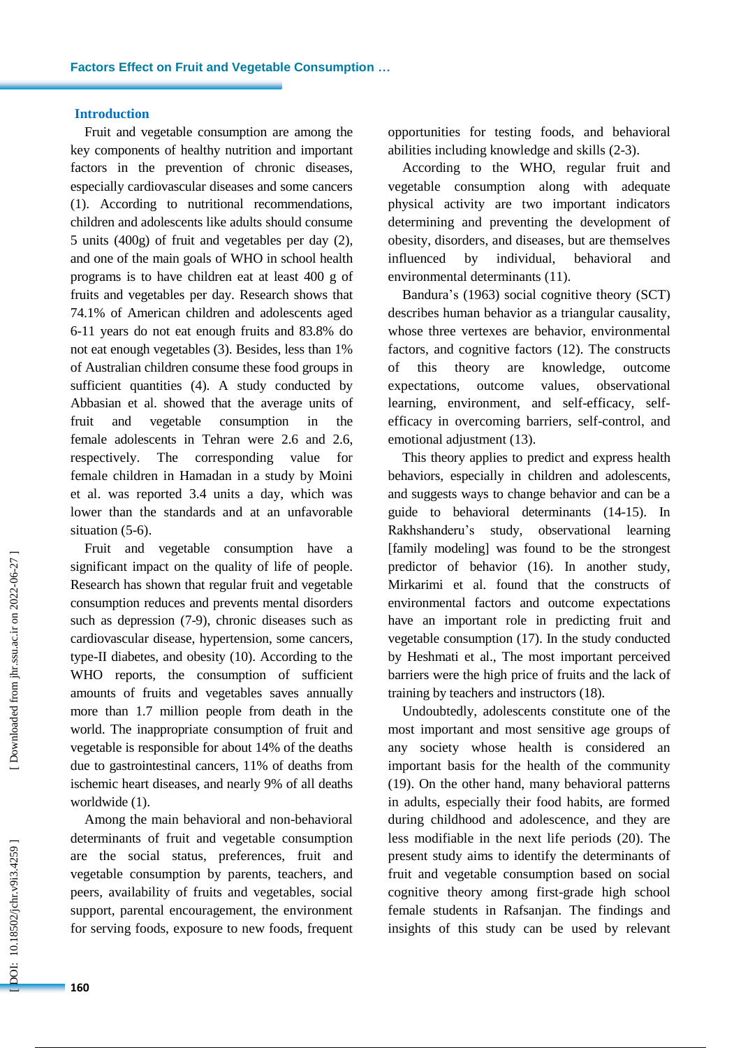## Introduction

Fruit and vegetable consumption are among the key components of healthy nutrition and important factors in the prevention of chronic diseases, especially cardiovascular diseases and some cancers (1). According to nutritional recommendations, children and adolescents like adults should consume 5 units (400g) of fruit and vegetables per day (2), and one of the main goals of WHO in school health programs is to have children eat at least 400 g of fruits and vegetables per day. Research shows that 74.1% of American children and adolescents aged 6-11 years do not eat enough fruits and 83.8% do not eat enough vegetables (3). Besides, less than 1% of Australian children consume these food groups in sufficient quantities (4). A study conducted by Abbasian et al. showed that the average units of fruit and vegetable consumption in the female adolescents in Tehran were 2.6 and 2.6, respectively. The corresponding value for female children in Hamadan in a study by Moini et al. was reported 3.4 units a day, which was lower than the standards and at an unfavorable situation (5-6).

Fruit and vegetable consumption have a significant impact on the quality of life of people. Research has shown that regular fruit and vegetable consumption reduces and prevents mental disorders such as depression (7-9), chronic diseases such as cardiovascular disease, hypertension, some cancers, type-II diabetes, and obesity (10). According to the WHO reports, the consumption of sufficient amounts of fruits and vegetables saves annually more than 1.7 million people from death in the world. The inappropriate consumption of fruit and vegetable is responsible for about 14% of the deaths due to gastrointestinal cancers, 11% of deaths from ischemic heart diseases, and nearly 9% of all deaths worldwide (1).

Among the main behavioral and non-behavioral determinants of fruit and vegetable consumption are the social status, preferences, fruit and vegetable consumption by parents, teachers, and peers, availability of fruits and vegetables, social support, parental encouragement, the environment for serving foods, exposure to new foods, frequent opportunities for testing foods, and behavioral abilities including knowledge and skills (2-3).

According to the WHO, regular fruit and vegetable consumption along with adequate physical activity are two important indicators determining and preventing the development of obesity, disorders, and diseases, but are themselves influenced by individual, behavioral and environmental determinants (11).

Bandura's (1963) social cognitive theory (SCT) describes human behavior as a triangular causality, whose three vertexes are behavior, environmental factors, and cognitive factors (12). The constructs of this theory are knowledge, outcome expectations, outcome values, observational learning, environment, and self-efficacy, self-efficacy in overcoming barriers, self-control, and emotional adjustment (13).

This theory applies to predict and express health behaviors, especially in children and adolescents, and suggests ways to change behavior and can be a guide to behavioral determinants (14-15). In Rakhshanderu's study, observational learning [family modeling] was found to be the strongest predictor of behavior (16). In another study, Mirkarimi et al. found that the constructs of environmental factors and outcome expectations have an important role in predicting fruit and vegetable consumption (17). In the study conducted by Heshmati et al., The most important perceived barriers were the high price of fruits and the lack of training by teachers and instructors (18).

Undoubtedly, adolescents constitute one of the most important and most sensitive age groups of any society whose health is considered an important basis for the health of the community (19). On the other hand, many behavioral patterns in adults, especially their food habits, are formed during childhood and adolescence, and they are less modifiable in the next life periods (20). The present study aims to identify the determinants of fruit and vegetable consumption based on social cognitive theory among first-grade high school female students in Rafsanjan. The findings and insights of this study can be used by relevant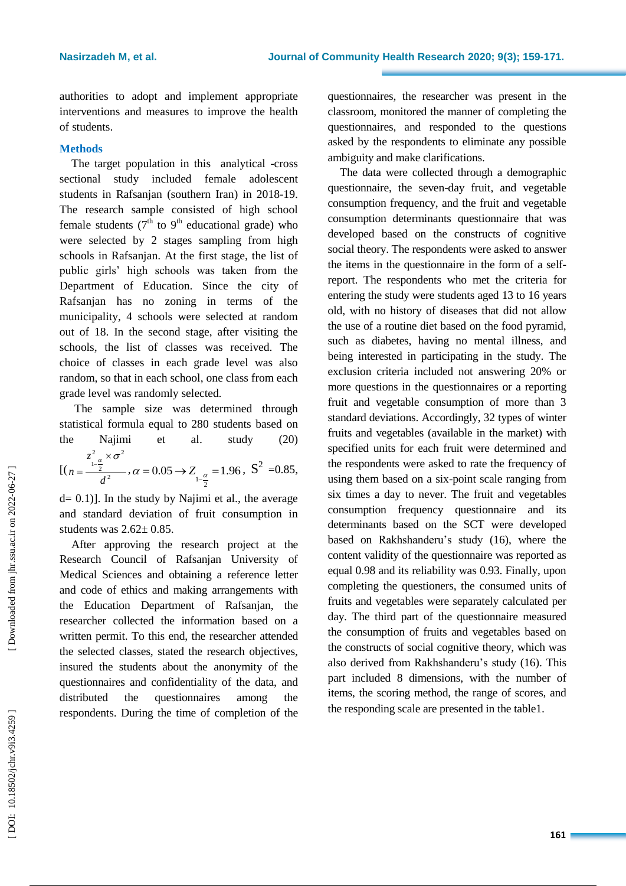authorities to adopt and implement appropriate interventions and measures to improve the health of students.

## Methods

The target population in this analytical -cross sectional study included female adolescent students in Rafsanjan (southern Iran) in 2018-19. The research sample consisted of high school female students ($7^{th}$ to $9^{th}$ educational grade) who were selected by 2 stages sampling from high schools in Rafsanjan. At the first stage, the list of public girls' high schools was taken from the Department of Education. Since the city of Rafsanjan has no zoning in terms of the municipality, 4 schools were selected at random out of 18. In the second stage, after visiting the schools, the list of classes was received. The choice of classes in each grade level was also random, so that in each school, one class from each grade level was randomly selected.

The sample size was determined through statistical formula equal to 280 students based on the Najimi et al. study (20) [$(n = \frac{z^2_{1-\frac{\alpha}{2}} \times \sigma^2}{d^2}, \alpha = 0.05 \rightarrow Z_{1-\frac{\alpha}{2}} = 1.96$, $S^2$ =0.85, d= 0.1)]. In the study by Najimi et al., the average and standard deviation of fruit consumption in students was 2.62± 0.85.

After approving the research project at the Research Council of Rafsanjan University of Medical Sciences and obtaining a reference letter and code of ethics and making arrangements with the Education Department of Rafsanjan, the researcher collected the information based on a written permit. To this end, the researcher attended the selected classes, stated the research objectives, insured the students about the anonymity of the questionnaires and confidentiality of the data, and distributed the questionnaires among the respondents. During the time of completion of the questionnaires, the researcher was present in the classroom, monitored the manner of completing the questionnaires, and responded to the questions asked by the respondents to eliminate any possible ambiguity and make clarifications.

The data were collected through a demographic questionnaire, the seven-day fruit, and vegetable consumption frequency, and the fruit and vegetable consumption determinants questionnaire that was developed based on the constructs of cognitive social theory. The respondents were asked to answer the items in the questionnaire in the form of a self-report. The respondents who met the criteria for entering the study were students aged 13 to 16 years old, with no history of diseases that did not allow the use of a routine diet based on the food pyramid, such as diabetes, having no mental illness, and being interested in participating in the study. The exclusion criteria included not answering 20% or more questions in the questionnaires or a reporting fruit and vegetable consumption of more than 3 standard deviations. Accordingly, 32 types of winter fruits and vegetables (available in the market) with specified units for each fruit were determined and the respondents were asked to rate the frequency of using them based on a six-point scale ranging from six times a day to never. The fruit and vegetables consumption frequency questionnaire and its determinants based on the SCT were developed based on Rakhshanderu's study (16), where the content validity of the questionnaire was reported as equal 0.98 and its reliability was 0.93. Finally, upon completing the questioners, the consumed units of fruits and vegetables were separately calculated per day. The third part of the questionnaire measured the consumption of fruits and vegetables based on the constructs of social cognitive theory, which was also derived from Rakhshanderu's study (16). This part included 8 dimensions, with the number of items, the scoring method, the range of scores, and the responding scale are presented in the table1.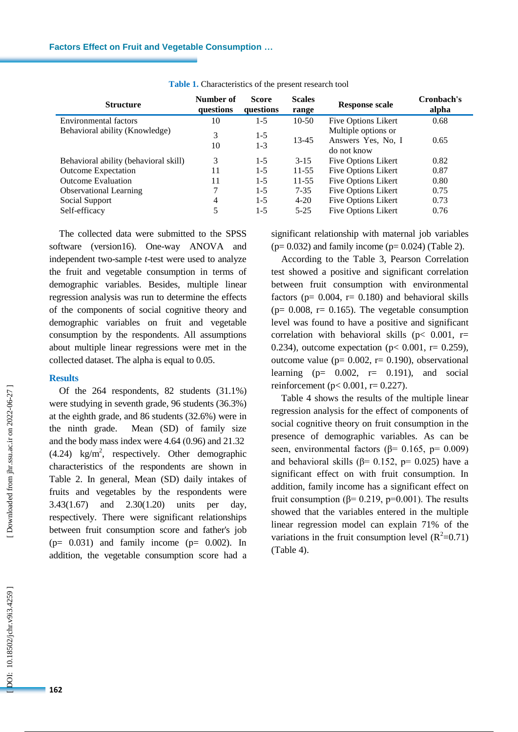**Table 1.** Characteristics of the present research tool

| Structure | Number of questions | Score questions | Scales range | Response scale | Cronbach's alpha |
|---|---|---|---|---|---|
| Environmental factors | 10 | 1-5 | 10-50 | Five Options Likert | 0.68 |
| Behavioral ability (Knowledge) | 3<br>10 | 1-5<br>1-3 | 13-45 | Multiple options or Answers Yes, No, I do not know | 0.65 |
| Behavioral ability (behavioral skill) | 3 | 1-5 | 3-15 | Five Options Likert | 0.82 |
| Outcome Expectation | 11 | 1-5 | 11-55 | Five Options Likert | 0.87 |
| Outcome Evaluation | 11 | 1-5 | 11-55 | Five Options Likert | 0.80 |
| Observational Learning | 7 | 1-5 | 7-35 | Five Options Likert | 0.75 |
| Social Support | 4 | 1-5 | 4-20 | Five Options Likert | 0.73 |
| Self-efficacy | 5 | 1-5 | 5-25 | Five Options Likert | 0.76 |

The collected data were submitted to the SPSS software (version16). One-way ANOVA and independent two-sample *t*-test were used to analyze the fruit and vegetable consumption in terms of demographic variables. Besides, multiple linear regression analysis was run to determine the effects of the components of social cognitive theory and demographic variables on fruit and vegetable consumption by the respondents. All assumptions about multiple linear regressions were met in the collected dataset. The alpha is equal to 0.05.

## Results

Of the 264 respondents, 82 students (31.1%) were studying in seventh grade, 96 students (36.3%) at the eighth grade, and 86 students (32.6%) were in the ninth grade. Mean (SD) of family size and the body mass index were 4.64 (0.96) and 21.32 (4.24) $kg/m^2$, respectively. Other demographic characteristics of the respondents are shown in Table 2. In general, Mean (SD) daily intakes of fruits and vegetables by the respondents were 3.43(1.67) and 2.30(1.20) units per day, respectively. There were significant relationships between fruit consumption score and father's job ($p= 0.031$) and family income ($p= 0.002$). In addition, the vegetable consumption score had a significant relationship with maternal job variables ($p= 0.032$) and family income ($p= 0.024$) (Table 2).

According to the Table 3, Pearson Correlation test showed a positive and significant correlation between fruit consumption with environmental factors ($p= 0.004$, $r= 0.180$) and behavioral skills ($p= 0.008$, $r= 0.165$). The vegetable consumption level was found to have a positive and significant correlation with behavioral skills ($p< 0.001$, $r= 0.234$), outcome expectation ($p< 0.001$, $r= 0.259$), outcome value ($p= 0.002$, $r= 0.190$), observational learning ($p= 0.002$, $r= 0.191$), and social reinforcement ($p< 0.001$, $r= 0.227$).

Table 4 shows the results of the multiple linear regression analysis for the effect of components of social cognitive theory on fruit consumption in the presence of demographic variables. As can be seen, environmental factors ($\beta= 0.165$, $p= 0.009$) and behavioral skills ($\beta= 0.152$, $p= 0.025$) have a significant effect on with fruit consumption. In addition, family income has a significant effect on fruit consumption ($\beta= 0.219$, $p=0.001$). The results showed that the variables entered in the multiple linear regression model can explain 71% of the variations in the fruit consumption level ($R^2=0.71$) (Table 4).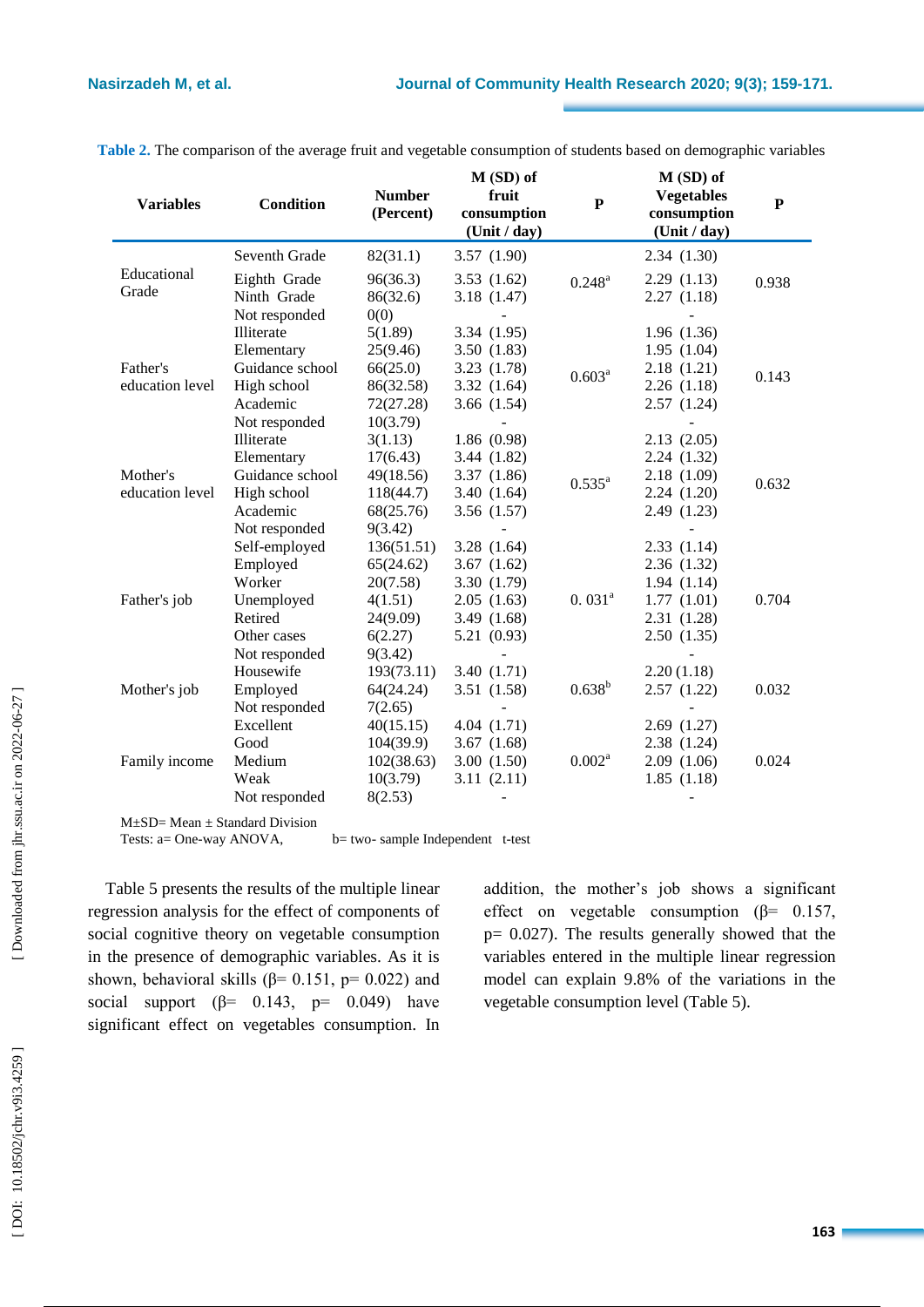**Table 2.** The comparison of the average fruit and vegetable consumption of students based on demographic variables

| Variables | Condition | Number (Percent) | M (SD) of fruit consumption (Unit / day) | P | M (SD) of Vegetables consumption (Unit / day) | P |
|---|---|---|---|---|---|---|
| Educational Grade | Seventh Grade | 82(31.1) | 3.57 (1.90) | 0.248[a] | 2.34 (1.30) | 0.938 |
| | Eighth Grade | 96(36.3) | 3.53 (1.62) | | 2.29 (1.13) | |
| | Ninth Grade | 86(32.6) | 3.18 (1.47) | | 2.27 (1.18) | |
| | Not responded | 0(0) | - | | - | |
| Father's education level | Illiterate | 5(1.89) | 3.34 (1.95) | 0.603[a] | 1.96 (1.36) | 0.143 |
| | Elementary | 25(9.46) | 3.50 (1.83) | | 1.95 (1.04) | |
| | Guidance school | 66(25.0) | 3.23 (1.78) | | 2.18 (1.21) | |
| | High school | 86(32.58) | 3.32 (1.64) | | 2.26 (1.18) | |
| | Academic | 72(27.28) | 3.66 (1.54) | | 2.57 (1.24) | |
| | Not responded | 10(3.79) | - | | - | |
| Mother's education level | Illiterate | 3(1.13) | 1.86 (0.98) | 0.535[a] | 2.13 (2.05) | 0.632 |
| | Elementary | 17(6.43) | 3.44 (1.82) | | 2.24 (1.32) | |
| | Guidance school | 49(18.56) | 3.37 (1.86) | | 2.18 (1.09) | |
| | High school | 118(44.7) | 3.40 (1.64) | | 2.24 (1.20) | |
| | Academic | 68(25.76) | 3.56 (1.57) | | 2.49 (1.23) | |
| | Not responded | 9(3.42) | - | | - | |
| Father's job | Self-employed | 136(51.51) | 3.28 (1.64) | 0. 031[a] | 2.33 (1.14) | 0.704 |
| | Employed | 65(24.62) | 3.67 (1.62) | | 2.36 (1.32) | |
| | Worker | 20(7.58) | 3.30 (1.79) | | 1.94 (1.14) | |
| | Unemployed | 4(1.51) | 2.05 (1.63) | | 1.77 (1.01) | |
| | Retired | 24(9.09) | 3.49 (1.68) | | 2.31 (1.28) | |
| | Other cases | 6(2.27) | 5.21 (0.93) | | 2.50 (1.35) | |
| | Not responded | 9(3.42) | - | | - | |
| Mother's job | Housewife | 193(73.11) | 3.40 (1.71) | 0.638[b] | 2.20 (1.18) | 0.032 |
| | Employed | 64(24.24) | 3.51 (1.58) | | 2.57 (1.22) | |
| | Not responded | 7(2.65) | - | | - | |
| Family income | Excellent | 40(15.15) | 4.04 (1.71) | 0.002[a] | 2.69 (1.27) | 0.024 |
| | Good | 104(39.9) | 3.67 (1.68) | | 2.38 (1.24) | |
| | Medium | 102(38.63) | 3.00 (1.50) | | 2.09 (1.06) | |
| | Weak | 10(3.79) | 3.11 (2.11) | | 1.85 (1.18) | |
| | Not responded | 8(2.53) | - | | - | |

M±SD= Mean ± Standard Division
Tests: a= One-way ANOVA, b= two- sample Independent t-test

Table 5 presents the results of the multiple linear regression analysis for the effect of components of social cognitive theory on vegetable consumption in the presence of demographic variables. As it is shown, behavioral skills (β= 0.151, p= 0.022) and social support (β= 0.143, p= 0.049) have significant effect on vegetables consumption. In addition, the mother's job shows a significant effect on vegetable consumption (β= 0.157, p= 0.027). The results generally showed that the variables entered in the multiple linear regression model can explain 9.8% of the variations in the vegetable consumption level (Table 5).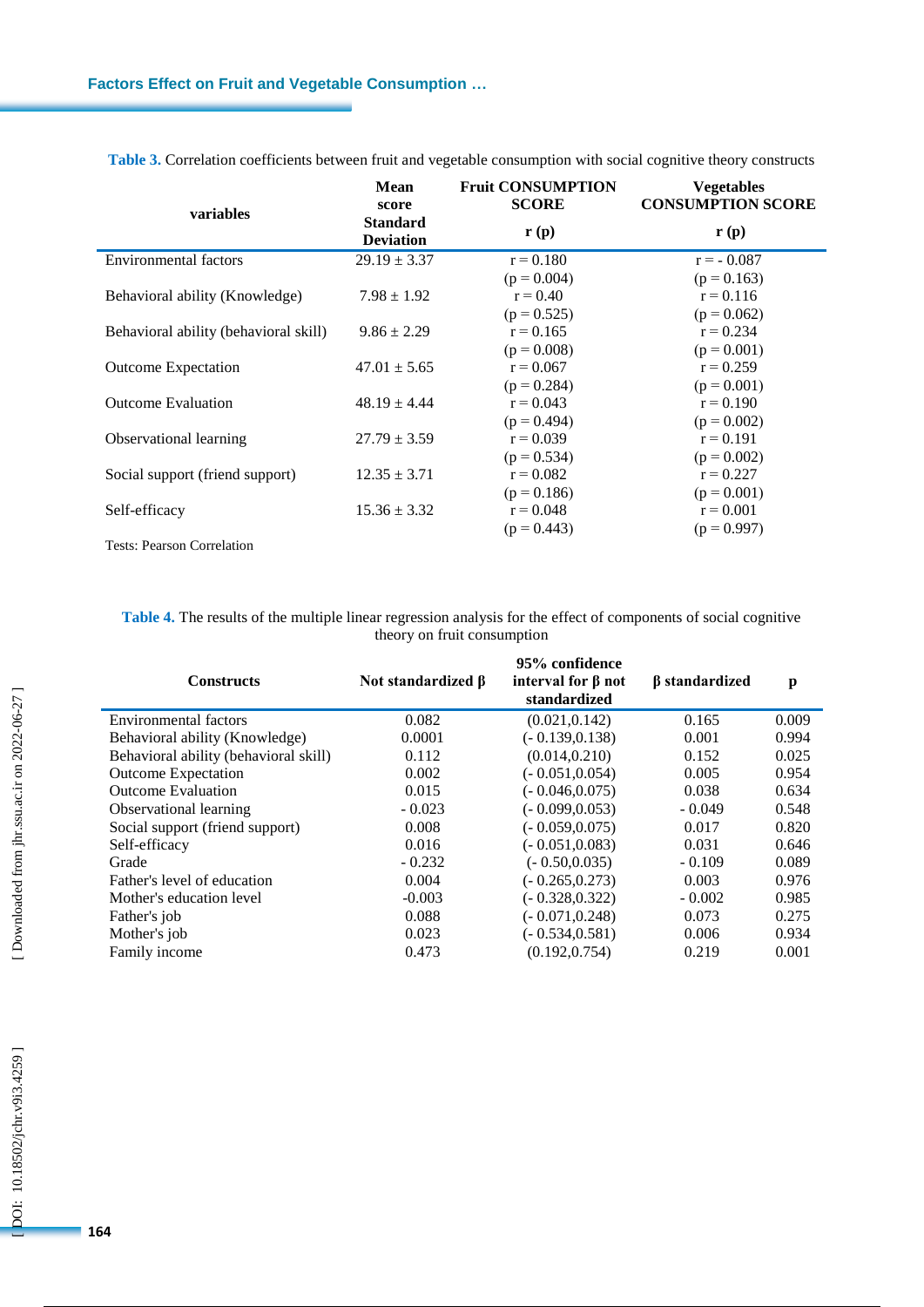**Table 3.** Correlation coefficients between fruit and vegetable consumption with social cognitive theory constructs

| variables | Mean score Standard Deviation | Fruit CONSUMPTION SCORE r (p) | Vegetables CONSUMPTION SCORE r (p) |
|---|---|---|---|
| Environmental factors | 29.19 ± 3.37 | r = 0.180 (p = 0.004) | r = - 0.087 (p = 0.163) |
| Behavioral ability (Knowledge) | 7.98 ± 1.92 | r = 0.40 (p = 0.525) | r = 0.116 (p = 0.062) |
| Behavioral ability (behavioral skill) | 9.86 ± 2.29 | r = 0.165 (p = 0.008) | r = 0.234 (p = 0.001) |
| Outcome Expectation | 47.01 ± 5.65 | r = 0.067 (p = 0.284) | r = 0.259 (p = 0.001) |
| Outcome Evaluation | 48.19 ± 4.44 | r = 0.043 (p = 0.494) | r = 0.190 (p = 0.002) |
| Observational learning | 27.79 ± 3.59 | r = 0.039 (p = 0.534) | r = 0.191 (p = 0.002) |
| Social support (friend support) | 12.35 ± 3.71 | r = 0.082 (p = 0.186) | r = 0.227 (p = 0.001) |
| Self-efficacy | 15.36 ± 3.32 | r = 0.048 (p = 0.443) | r = 0.001 (p = 0.997) |

Tests: Pearson Correlation

**Table 4.** The results of the multiple linear regression analysis for the effect of components of social cognitive theory on fruit consumption

| Constructs | Not standardized β | 95% confidence interval for β not standardized | β standardized | p |
|---|---|---|---|---|
| Environmental factors | 0.082 | (0.021,0.142) | 0.165 | 0.009 |
| Behavioral ability (Knowledge) | 0.0001 | (- 0.139,0.138) | 0.001 | 0.994 |
| Behavioral ability (behavioral skill) | 0.112 | (0.014,0.210) | 0.152 | 0.025 |
| Outcome Expectation | 0.002 | (- 0.051,0.054) | 0.005 | 0.954 |
| Outcome Evaluation | 0.015 | (- 0.046,0.075) | 0.038 | 0.634 |
| Observational learning | - 0.023 | (- 0.099,0.053) | - 0.049 | 0.548 |
| Social support (friend support) | 0.008 | (- 0.059,0.075) | 0.017 | 0.820 |
| Self-efficacy | 0.016 | (- 0.051,0.083) | 0.031 | 0.646 |
| Grade | - 0.232 | (- 0.50,0.035) | - 0.109 | 0.089 |
| Father's level of education | 0.004 | (- 0.265,0.273) | 0.003 | 0.976 |
| Mother's education level | -0.003 | (- 0.328,0.322) | - 0.002 | 0.985 |
| Father's job | 0.088 | (- 0.071,0.248) | 0.073 | 0.275 |
| Mother's job | 0.023 | (- 0.534,0.581) | 0.006 | 0.934 |
| Family income | 0.473 | (0.192,0.754) | 0.219 | 0.001 |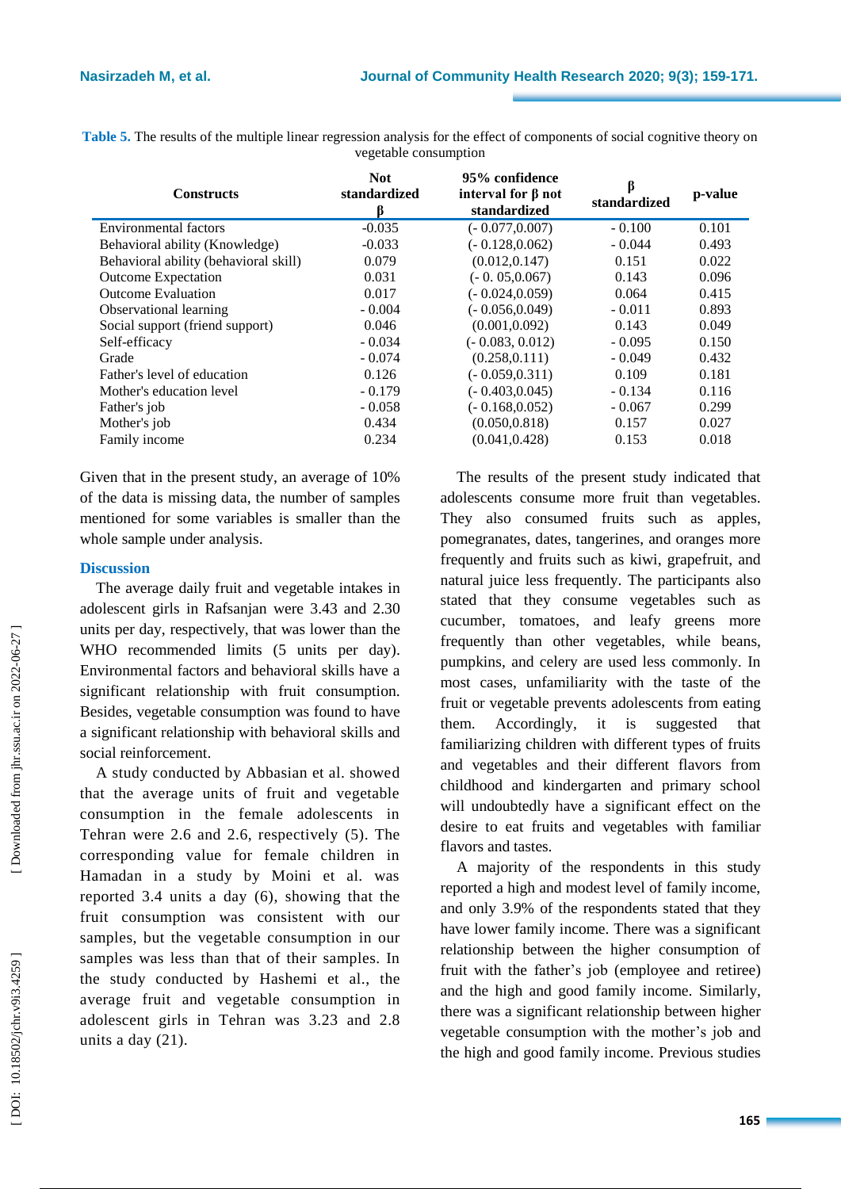**Table 5.** The results of the multiple linear regression analysis for the effect of components of social cognitive theory on vegetable consumption

| Constructs | Not standardized β | 95% confidence interval for β not standardized | β standardized | p-value |
|---|---|---|---|---|
| Environmental factors | -0.035 | (- 0.077,0.007) | - 0.100 | 0.101 |
| Behavioral ability (Knowledge) | -0.033 | (- 0.128,0.062) | - 0.044 | 0.493 |
| Behavioral ability (behavioral skill) | 0.079 | (0.012,0.147) | 0.151 | 0.022 |
| Outcome Expectation | 0.031 | (- 0. 05,0.067) | 0.143 | 0.096 |
| Outcome Evaluation | 0.017 | (- 0.024,0.059) | 0.064 | 0.415 |
| Observational learning | - 0.004 | (- 0.056,0.049) | - 0.011 | 0.893 |
| Social support (friend support) | 0.046 | (0.001,0.092) | 0.143 | 0.049 |
| Self-efficacy | - 0.034 | (- 0.083, 0.012) | - 0.095 | 0.150 |
| Grade | - 0.074 | (0.258,0.111) | - 0.049 | 0.432 |
| Father's level of education | 0.126 | (- 0.059,0.311) | 0.109 | 0.181 |
| Mother's education level | - 0.179 | (- 0.403,0.045) | - 0.134 | 0.116 |
| Father's job | - 0.058 | (- 0.168,0.052) | - 0.067 | 0.299 |
| Mother's job | 0.434 | (0.050,0.818) | 0.157 | 0.027 |
| Family income | 0.234 | (0.041,0.428) | 0.153 | 0.018 |

Given that in the present study, an average of 10% of the data is missing data, the number of samples mentioned for some variables is smaller than the whole sample under analysis.

## Discussion

The average daily fruit and vegetable intakes in adolescent girls in Rafsanjan were 3.43 and 2.30 units per day, respectively, that was lower than the WHO recommended limits (5 units per day). Environmental factors and behavioral skills have a significant relationship with fruit consumption. Besides, vegetable consumption was found to have a significant relationship with behavioral skills and social reinforcement.

A study conducted by Abbasian et al. showed that the average units of fruit and vegetable consumption in the female adolescents in Tehran were 2.6 and 2.6, respectively (5). The corresponding value for female children in Hamadan in a study by Moini et al. was reported 3.4 units a day (6), showing that the fruit consumption was consistent with our samples, but the vegetable consumption in our samples was less than that of their samples. In the study conducted by Hashemi et al., the average fruit and vegetable consumption in adolescent girls in Tehran was 3.23 and 2.8 units a day (21).

The results of the present study indicated that adolescents consume more fruit than vegetables. They also consumed fruits such as apples, pomegranates, dates, tangerines, and oranges more frequently and fruits such as kiwi, grapefruit, and natural juice less frequently. The participants also stated that they consume vegetables such as cucumber, tomatoes, and leafy greens more frequently than other vegetables, while beans, pumpkins, and celery are used less commonly. In most cases, unfamiliarity with the taste of the fruit or vegetable prevents adolescents from eating them. Accordingly, it is suggested that familiarizing children with different types of fruits and vegetables and their different flavors from childhood and kindergarten and primary school will undoubtedly have a significant effect on the desire to eat fruits and vegetables with familiar flavors and tastes.

A majority of the respondents in this study reported a high and modest level of family income, and only 3.9% of the respondents stated that they have lower family income. There was a significant relationship between the higher consumption of fruit with the father's job (employee and retiree) and the high and good family income. Similarly, there was a significant relationship between higher vegetable consumption with the mother's job and the high and good family income. Previous studies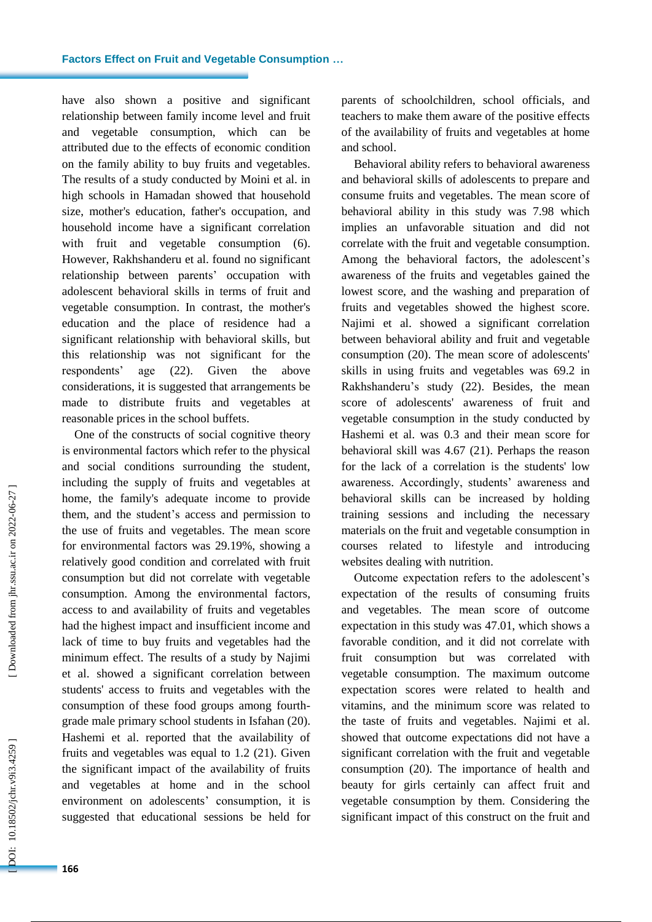have also shown a positive and significant relationship between family income level and fruit and vegetable consumption, which can be attributed due to the effects of economic condition on the family ability to buy fruits and vegetables. The results of a study conducted by Moini et al. in high schools in Hamadan showed that household size, mother's education, father's occupation, and household income have a significant correlation with fruit and vegetable consumption (6). However, Rakhshanderu et al. found no significant relationship between parents' occupation with adolescent behavioral skills in terms of fruit and vegetable consumption. In contrast, the mother's education and the place of residence had a significant relationship with behavioral skills, but this relationship was not significant for the respondents' age (22). Given the above considerations, it is suggested that arrangements be made to distribute fruits and vegetables at reasonable prices in the school buffets.

One of the constructs of social cognitive theory is environmental factors which refer to the physical and social conditions surrounding the student, including the supply of fruits and vegetables at home, the family's adequate income to provide them, and the student's access and permission to the use of fruits and vegetables. The mean score for environmental factors was 29.19%, showing a relatively good condition and correlated with fruit consumption but did not correlate with vegetable consumption. Among the environmental factors, access to and availability of fruits and vegetables had the highest impact and insufficient income and lack of time to buy fruits and vegetables had the minimum effect. The results of a study by Najimi et al. showed a significant correlation between students' access to fruits and vegetables with the consumption of these food groups among fourth-grade male primary school students in Isfahan (20). Hashemi et al. reported that the availability of fruits and vegetables was equal to 1.2 (21). Given the significant impact of the availability of fruits and vegetables at home and in the school environment on adolescents' consumption, it is suggested that educational sessions be held for parents of schoolchildren, school officials, and teachers to make them aware of the positive effects of the availability of fruits and vegetables at home and school.

Behavioral ability refers to behavioral awareness and behavioral skills of adolescents to prepare and consume fruits and vegetables. The mean score of behavioral ability in this study was 7.98 which implies an unfavorable situation and did not correlate with the fruit and vegetable consumption. Among the behavioral factors, the adolescent's awareness of the fruits and vegetables gained the lowest score, and the washing and preparation of fruits and vegetables showed the highest score. Najimi et al. showed a significant correlation between behavioral ability and fruit and vegetable consumption (20). The mean score of adolescents' skills in using fruits and vegetables was 69.2 in Rakhshanderu's study (22). Besides, the mean score of adolescents' awareness of fruit and vegetable consumption in the study conducted by Hashemi et al. was 0.3 and their mean score for behavioral skill was 4.67 (21). Perhaps the reason for the lack of a correlation is the students' low awareness. Accordingly, students' awareness and behavioral skills can be increased by holding training sessions and including the necessary materials on the fruit and vegetable consumption in courses related to lifestyle and introducing websites dealing with nutrition.

Outcome expectation refers to the adolescent's expectation of the results of consuming fruits and vegetables. The mean score of outcome expectation in this study was 47.01, which shows a favorable condition, and it did not correlate with fruit consumption but was correlated with vegetable consumption. The maximum outcome expectation scores were related to health and vitamins, and the minimum score was related to the taste of fruits and vegetables. Najimi et al. showed that outcome expectations did not have a significant correlation with the fruit and vegetable consumption (20). The importance of health and beauty for girls certainly can affect fruit and vegetable consumption by them. Considering the significant impact of this construct on the fruit and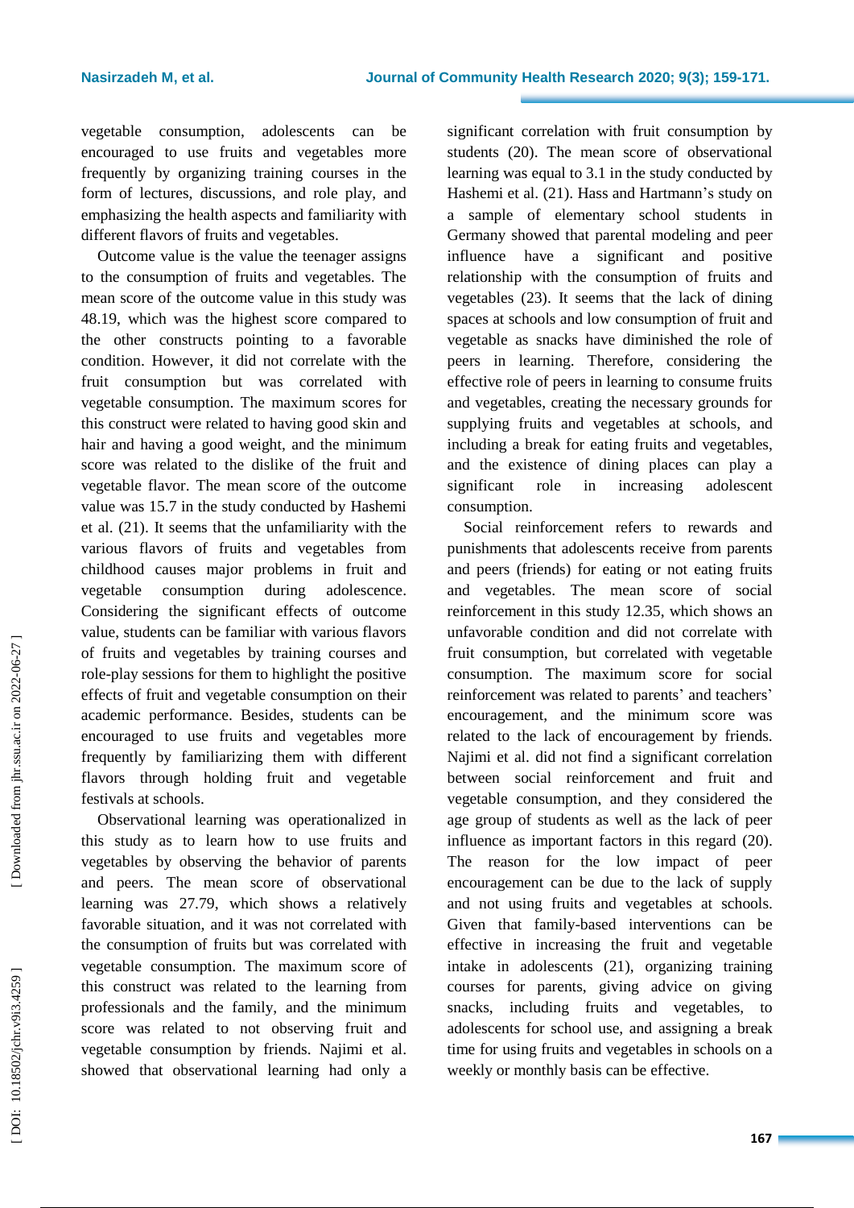vegetable consumption, adolescents can be encouraged to use fruits and vegetables more frequently by organizing training courses in the form of lectures, discussions, and role play, and emphasizing the health aspects and familiarity with different flavors of fruits and vegetables.

Outcome value is the value the teenager assigns to the consumption of fruits and vegetables. The mean score of the outcome value in this study was 48.19, which was the highest score compared to the other constructs pointing to a favorable condition. However, it did not correlate with the fruit consumption but was correlated with vegetable consumption. The maximum scores for this construct were related to having good skin and hair and having a good weight, and the minimum score was related to the dislike of the fruit and vegetable flavor. The mean score of the outcome value was 15.7 in the study conducted by Hashemi et al. (21). It seems that the unfamiliarity with the various flavors of fruits and vegetables from childhood causes major problems in fruit and vegetable consumption during adolescence. Considering the significant effects of outcome value, students can be familiar with various flavors of fruits and vegetables by training courses and role-play sessions for them to highlight the positive effects of fruit and vegetable consumption on their academic performance. Besides, students can be encouraged to use fruits and vegetables more frequently by familiarizing them with different flavors through holding fruit and vegetable festivals at schools.

Observational learning was operationalized in this study as to learn how to use fruits and vegetables by observing the behavior of parents and peers. The mean score of observational learning was 27.79, which shows a relatively favorable situation, and it was not correlated with the consumption of fruits but was correlated with vegetable consumption. The maximum score of this construct was related to the learning from professionals and the family, and the minimum score was related to not observing fruit and vegetable consumption by friends. Najimi et al. showed that observational learning had only a significant correlation with fruit consumption by students (20). The mean score of observational learning was equal to 3.1 in the study conducted by Hashemi et al. (21). Hass and Hartmann's study on a sample of elementary school students in Germany showed that parental modeling and peer influence have a significant and positive relationship with the consumption of fruits and vegetables (23). It seems that the lack of dining spaces at schools and low consumption of fruit and vegetable as snacks have diminished the role of peers in learning. Therefore, considering the effective role of peers in learning to consume fruits and vegetables, creating the necessary grounds for supplying fruits and vegetables at schools, and including a break for eating fruits and vegetables, and the existence of dining places can play a significant role in increasing adolescent consumption.

Social reinforcement refers to rewards and punishments that adolescents receive from parents and peers (friends) for eating or not eating fruits and vegetables. The mean score of social reinforcement in this study 12.35, which shows an unfavorable condition and did not correlate with fruit consumption, but correlated with vegetable consumption. The maximum score for social reinforcement was related to parents' and teachers' encouragement, and the minimum score was related to the lack of encouragement by friends. Najimi et al. did not find a significant correlation between social reinforcement and fruit and vegetable consumption, and they considered the age group of students as well as the lack of peer influence as important factors in this regard (20). The reason for the low impact of peer encouragement can be due to the lack of supply and not using fruits and vegetables at schools. Given that family-based interventions can be effective in increasing the fruit and vegetable intake in adolescents (21), organizing training courses for parents, giving advice on giving snacks, including fruits and vegetables, to adolescents for school use, and assigning a break time for using fruits and vegetables in schools on a weekly or monthly basis can be effective.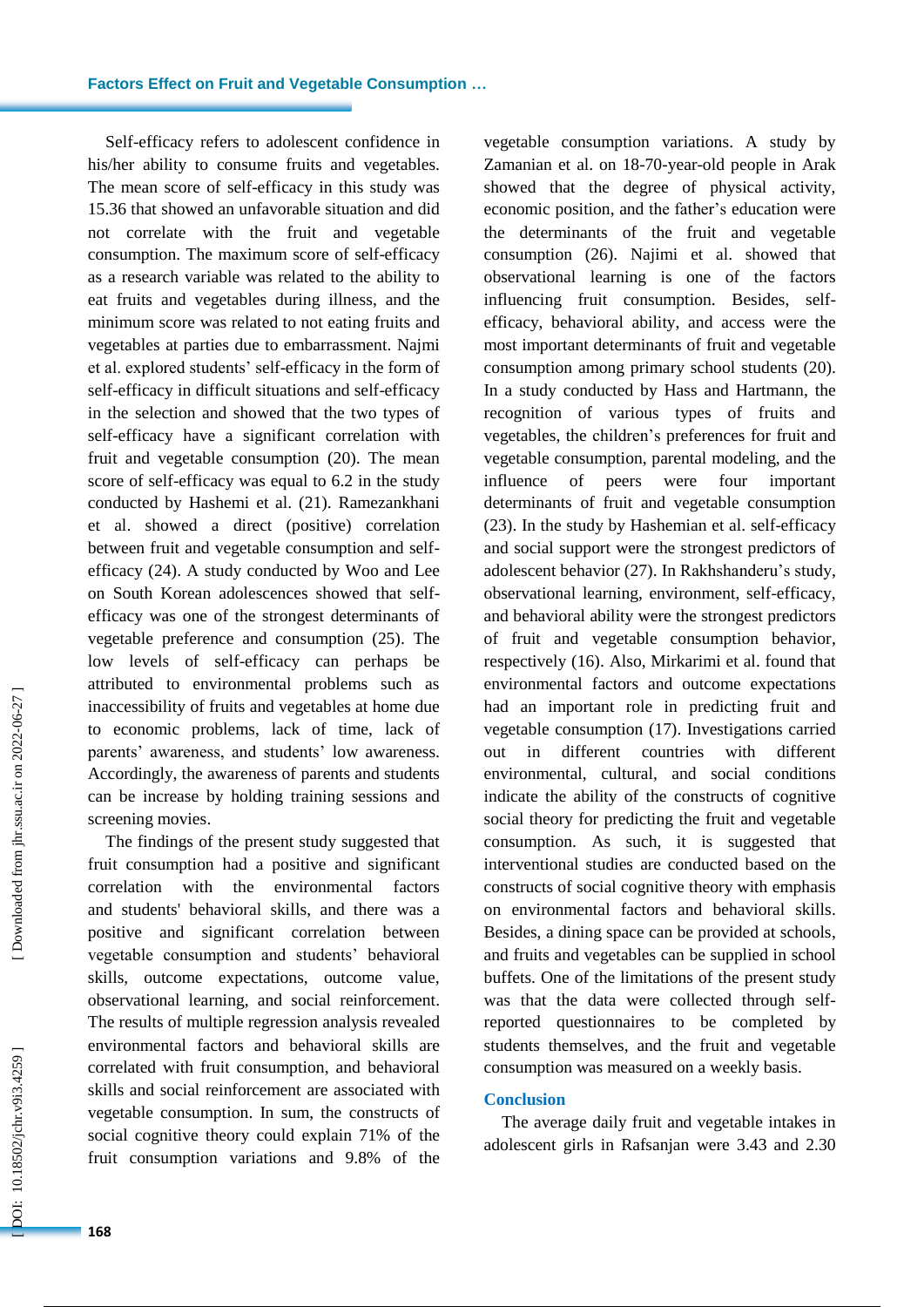Self-efficacy refers to adolescent confidence in his/her ability to consume fruits and vegetables. The mean score of self-efficacy in this study was 15.36 that showed an unfavorable situation and did not correlate with the fruit and vegetable consumption. The maximum score of self-efficacy as a research variable was related to the ability to eat fruits and vegetables during illness, and the minimum score was related to not eating fruits and vegetables at parties due to embarrassment. Najmi et al. explored students' self-efficacy in the form of self-efficacy in difficult situations and self-efficacy in the selection and showed that the two types of self-efficacy have a significant correlation with fruit and vegetable consumption (20). The mean score of self-efficacy was equal to 6.2 in the study conducted by Hashemi et al. (21). Ramezankhani et al. showed a direct (positive) correlation between fruit and vegetable consumption and self-efficacy (24). A study conducted by Woo and Lee on South Korean adolescences showed that self-efficacy was one of the strongest determinants of vegetable preference and consumption (25). The low levels of self-efficacy can perhaps be attributed to environmental problems such as inaccessibility of fruits and vegetables at home due to economic problems, lack of time, lack of parents' awareness, and students' low awareness. Accordingly, the awareness of parents and students can be increase by holding training sessions and screening movies.

The findings of the present study suggested that fruit consumption had a positive and significant correlation with the environmental factors and students' behavioral skills, and there was a positive and significant correlation between vegetable consumption and students' behavioral skills, outcome expectations, outcome value, observational learning, and social reinforcement. The results of multiple regression analysis revealed environmental factors and behavioral skills are correlated with fruit consumption, and behavioral skills and social reinforcement are associated with vegetable consumption. In sum, the constructs of social cognitive theory could explain 71% of the fruit consumption variations and 9.8% of the vegetable consumption variations. A study by Zamanian et al. on 18-70-year-old people in Arak showed that the degree of physical activity, economic position, and the father's education were the determinants of the fruit and vegetable consumption (26). Najimi et al. showed that observational learning is one of the factors influencing fruit consumption. Besides, self-efficacy, behavioral ability, and access were the most important determinants of fruit and vegetable consumption among primary school students (20). In a study conducted by Hass and Hartmann, the recognition of various types of fruits and vegetables, the children's preferences for fruit and vegetable consumption, parental modeling, and the influence of peers were four important determinants of fruit and vegetable consumption (23). In the study by Hashemian et al. self-efficacy and social support were the strongest predictors of adolescent behavior (27). In Rakhshanderu's study, observational learning, environment, self-efficacy, and behavioral ability were the strongest predictors of fruit and vegetable consumption behavior, respectively (16). Also, Mirkarimi et al. found that environmental factors and outcome expectations had an important role in predicting fruit and vegetable consumption (17). Investigations carried out in different countries with different environmental, cultural, and social conditions indicate the ability of the constructs of cognitive social theory for predicting the fruit and vegetable consumption. As such, it is suggested that interventional studies are conducted based on the constructs of social cognitive theory with emphasis on environmental factors and behavioral skills. Besides, a dining space can be provided at schools, and fruits and vegetables can be supplied in school buffets. One of the limitations of the present study was that the data were collected through self-reported questionnaires to be completed by students themselves, and the fruit and vegetable consumption was measured on a weekly basis.

## Conclusion

The average daily fruit and vegetable intakes in adolescent girls in Rafsanjan were 3.43 and 2.30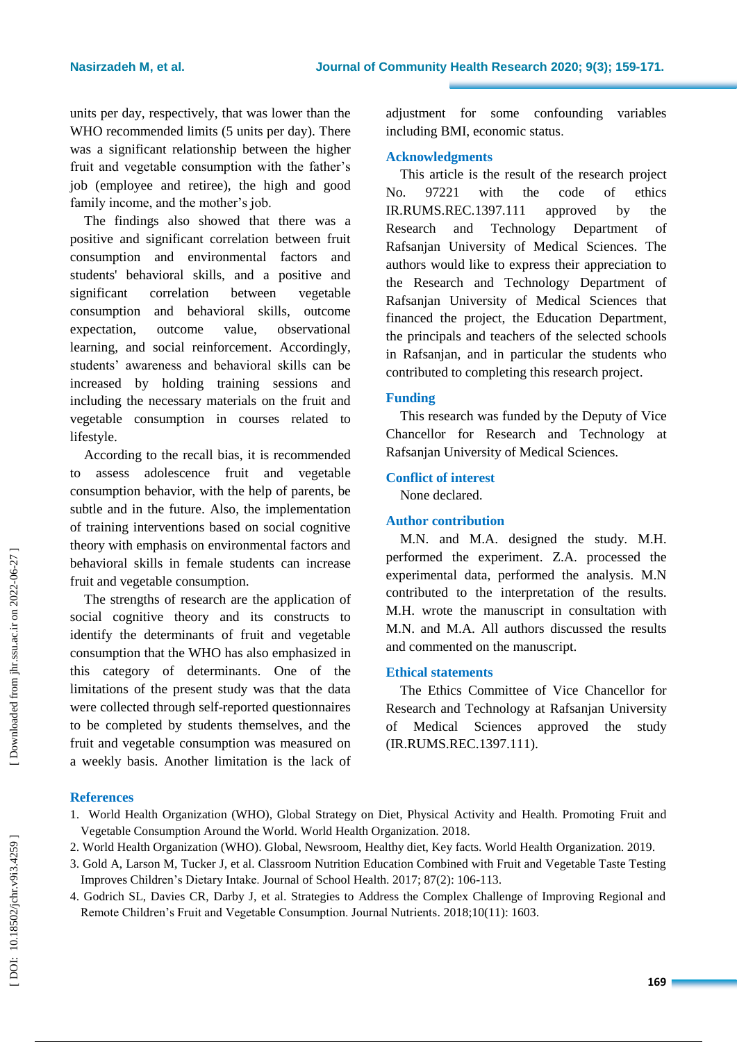units per day, respectively, that was lower than the WHO recommended limits (5 units per day). There was a significant relationship between the higher fruit and vegetable consumption with the father's job (employee and retiree), the high and good family income, and the mother's job.

The findings also showed that there was a positive and significant correlation between fruit consumption and environmental factors and students' behavioral skills, and a positive and significant correlation between vegetable consumption and behavioral skills, outcome expectation, outcome value, observational learning, and social reinforcement. Accordingly, students' awareness and behavioral skills can be increased by holding training sessions and including the necessary materials on the fruit and vegetable consumption in courses related to lifestyle.

According to the recall bias, it is recommended to assess adolescence fruit and vegetable consumption behavior, with the help of parents, be subtle and in the future. Also, the implementation of training interventions based on social cognitive theory with emphasis on environmental factors and behavioral skills in female students can increase fruit and vegetable consumption.

The strengths of research are the application of social cognitive theory and its constructs to identify the determinants of fruit and vegetable consumption that the WHO has also emphasized in this category of determinants. One of the limitations of the present study was that the data were collected through self-reported questionnaires to be completed by students themselves, and the fruit and vegetable consumption was measured on a weekly basis. Another limitation is the lack of adjustment for some confounding variables including BMI, economic status.

## Acknowledgments

This article is the result of the research project No. 97221 with the code of ethics IR.RUMS.REC.1397.111 approved by the Research and Technology Department of Rafsanjan University of Medical Sciences. The authors would like to express their appreciation to the Research and Technology Department of Rafsanjan University of Medical Sciences that financed the project, the Education Department, the principals and teachers of the selected schools in Rafsanjan, and in particular the students who contributed to completing this research project.

## Funding

This research was funded by the Deputy of Vice Chancellor for Research and Technology at Rafsanjan University of Medical Sciences.

## Conflict of interest

None declared.

## Author contribution

M.N. and M.A. designed the study. M.H. performed the experiment. Z.A. processed the experimental data, performed the analysis. M.N contributed to the interpretation of the results. M.H. wrote the manuscript in consultation with M.N. and M.A. All authors discussed the results and commented on the manuscript.

## Ethical statements

The Ethics Committee of Vice Chancellor for Research and Technology at Rafsanjan University of Medical Sciences approved the study (IR.RUMS.REC.1397.111).

## References

1. World Health Organization (WHO), Global Strategy on Diet, Physical Activity and Health. Promoting Fruit and Vegetable Consumption Around the World. World Health Organization. 2018.
2. World Health Organization (WHO). Global, Newsroom, Healthy diet, Key facts. World Health Organization. 2019.
3. Gold A, Larson M, Tucker J, et al. Classroom Nutrition Education Combined with Fruit and Vegetable Taste Testing Improves Children's Dietary Intake. Journal of School Health. 2017; 87(2): 106-113.
4. Godrich SL, Davies CR, Darby J, et al. Strategies to Address the Complex Challenge of Improving Regional and Remote Children's Fruit and Vegetable Consumption. Journal Nutrients. 2018;10(11): 1603.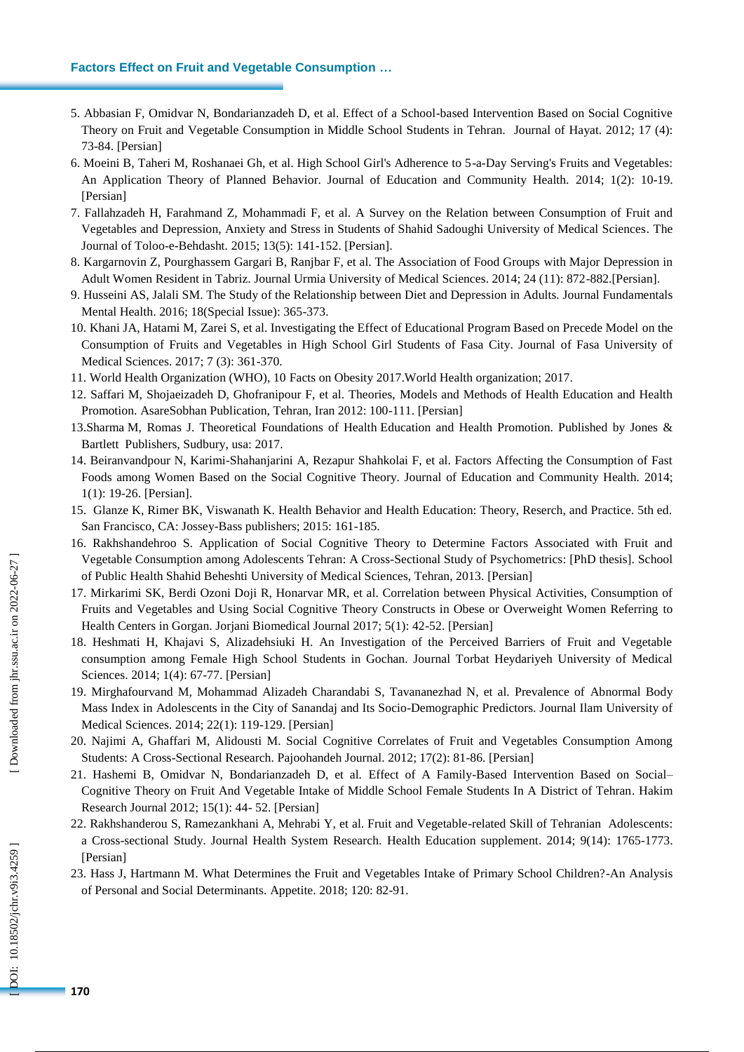5. Abbasian F, Omidvar N, Bondarianzadeh D, et al. Effect of a School-based Intervention Based on Social Cognitive Theory on Fruit and Vegetable Consumption in Middle School Students in Tehran. Journal of Hayat. 2012; 17 (4): 73-84. [Persian]
6. Moeini B, Taheri M, Roshanaei Gh, et al. High School Girl's Adherence to 5-a-Day Serving's Fruits and Vegetables: An Application Theory of Planned Behavior. Journal of Education and Community Health. 2014; 1(2): 10-19. [Persian]
7. Fallahzadeh H, Farahmand Z, Mohammadi F, et al. A Survey on the Relation between Consumption of Fruit and Vegetables and Depression, Anxiety and Stress in Students of Shahid Sadoughi University of Medical Sciences. The Journal of Toloo-e-Behdasht. 2015; 13(5): 141-152. [Persian].
8. Kargarnovin Z, Pourghassem Gargari B, Ranjbar F, et al. The Association of Food Groups with Major Depression in Adult Women Resident in Tabriz. Journal Urmia University of Medical Sciences. 2014; 24 (11): 872-882.[Persian].
9. Husseini AS, Jalali SM. The Study of the Relationship between Diet and Depression in Adults. Journal Fundamentals Mental Health. 2016; 18(Special Issue): 365-373.
10. Khani JA, Hatami M, Zarei S, et al. Investigating the Effect of Educational Program Based on Precede Model on the Consumption of Fruits and Vegetables in High School Girl Students of Fasa City. Journal of Fasa University of Medical Sciences. 2017; 7 (3): 361-370.
11. World Health Organization (WHO), 10 Facts on Obesity 2017.World Health organization; 2017.
12. Saffari M, Shojaeizadeh D, Ghofranipour F, et al. Theories, Models and Methods of Health Education and Health Promotion. AsareSobhan Publication, Tehran, Iran 2012: 100-111. [Persian]
13. Sharma M, Romas J. Theoretical Foundations of Health Education and Health Promotion. Published by Jones & Bartlett Publishers, Sudbury, usa: 2017.
14. Beiranvandpour N, Karimi-Shahanjarini A, Rezapur Shahkolai F, et al. Factors Affecting the Consumption of Fast Foods among Women Based on the Social Cognitive Theory. Journal of Education and Community Health. 2014; 1(1): 19-26. [Persian].
15. Glanze K, Rimer BK, Viswanath K. Health Behavior and Health Education: Theory, Reserch, and Practice. 5th ed. San Francisco, CA: Jossey-Bass publishers; 2015: 161-185.
16. Rakhshandehroo S. Application of Social Cognitive Theory to Determine Factors Associated with Fruit and Vegetable Consumption among Adolescents Tehran: A Cross-Sectional Study of Psychometrics: [PhD thesis]. School of Public Health Shahid Beheshti University of Medical Sciences, Tehran, 2013. [Persian]
17. Mirkarimi SK, Berdi Ozoni Doji R, Honarvar MR, et al. Correlation between Physical Activities, Consumption of Fruits and Vegetables and Using Social Cognitive Theory Constructs in Obese or Overweight Women Referring to Health Centers in Gorgan. Jorjani Biomedical Journal 2017; 5(1): 42-52. [Persian]
18. Heshmati H, Khajavi S, Alizadehsiuki H. An Investigation of the Perceived Barriers of Fruit and Vegetable consumption among Female High School Students in Gochan. Journal Torbat Heydariyeh University of Medical Sciences. 2014; 1(4): 67-77. [Persian]
19. Mirghafourvand M, Mohammad Alizadeh Charandabi S, Tavananezhad N, et al. Prevalence of Abnormal Body Mass Index in Adolescents in the City of Sanandaj and Its Socio-Demographic Predictors. Journal Ilam University of Medical Sciences. 2014; 22(1): 119-129. [Persian]
20. Najimi A, Ghaffari M, Alidousti M. Social Cognitive Correlates of Fruit and Vegetables Consumption Among Students: A Cross-Sectional Research. Pajoohandeh Journal. 2012; 17(2): 81-86. [Persian]
21. Hashemi B, Omidvar N, Bondarianzadeh D, et al. Effect of A Family-Based Intervention Based on Social–Cognitive Theory on Fruit And Vegetable Intake of Middle School Female Students In A District of Tehran. Hakim Research Journal 2012; 15(1): 44- 52. [Persian]
22. Rakhshanderou S, Ramezankhani A, Mehrabi Y, et al. Fruit and Vegetable-related Skill of Tehranian Adolescents: a Cross-sectional Study. Journal Health System Research. Health Education supplement. 2014; 9(14): 1765-1773. [Persian]
23. Hass J, Hartmann M. What Determines the Fruit and Vegetables Intake of Primary School Children?-An Analysis of Personal and Social Determinants. Appetite. 2018; 120: 82-91.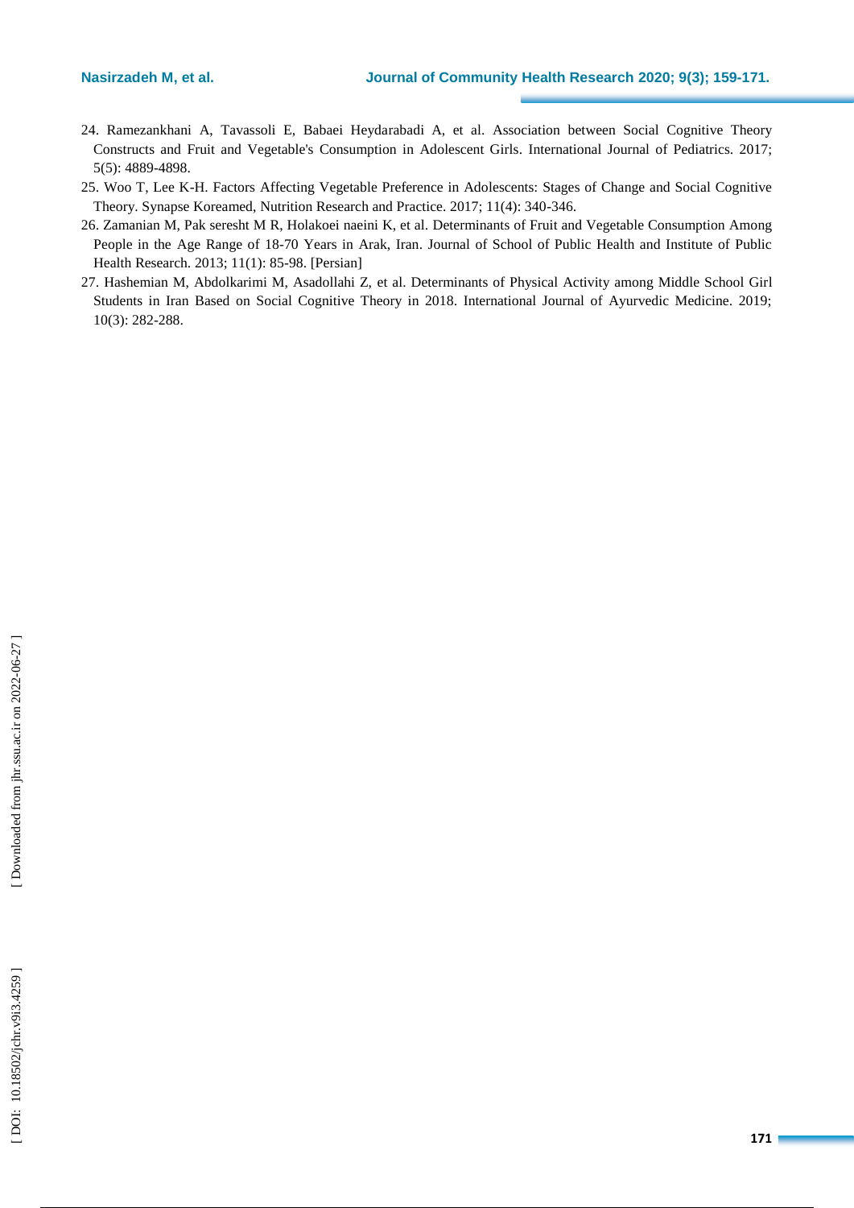24. Ramezankhani A, Tavassoli E, Babaei Heydarabadi A, et al. Association between Social Cognitive Theory Constructs and Fruit and Vegetable's Consumption in Adolescent Girls. International Journal of Pediatrics. 2017; 5(5): 4889-4898.

25. Woo T, Lee K-H. Factors Affecting Vegetable Preference in Adolescents: Stages of Change and Social Cognitive Theory. Synapse Koreamed, Nutrition Research and Practice. 2017; 11(4): 340-346.

26. Zamanian M, Pak seresht M R, Holakoei naeini K, et al. Determinants of Fruit and Vegetable Consumption Among People in the Age Range of 18-70 Years in Arak, Iran. Journal of School of Public Health and Institute of Public Health Research. 2013; 11(1): 85-98. [Persian]

27. Hashemian M, Abdolkarimi M, Asadollahi Z, et al. Determinants of Physical Activity among Middle School Girl Students in Iran Based on Social Cognitive Theory in 2018. International Journal of Ayurvedic Medicine. 2019; 10(3): 282-288.